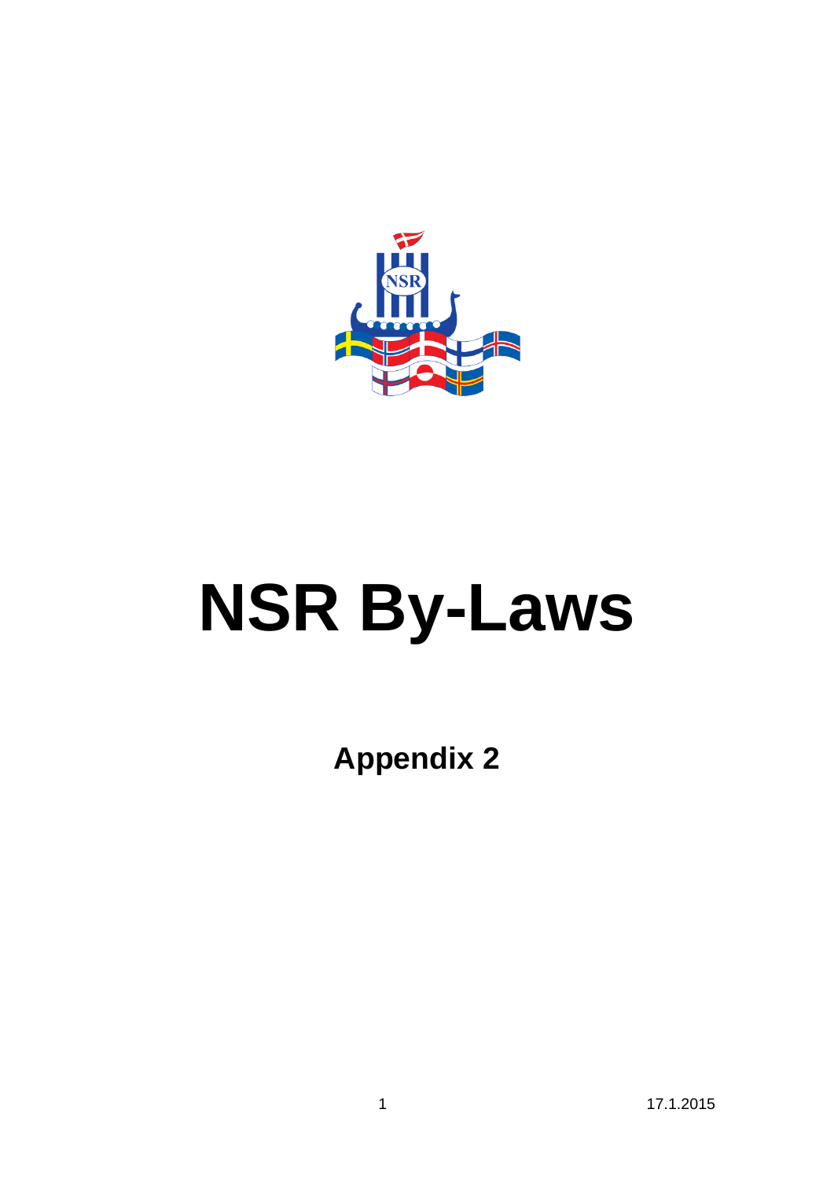# NSR By-Laws

## Appendix 2

17.1.2015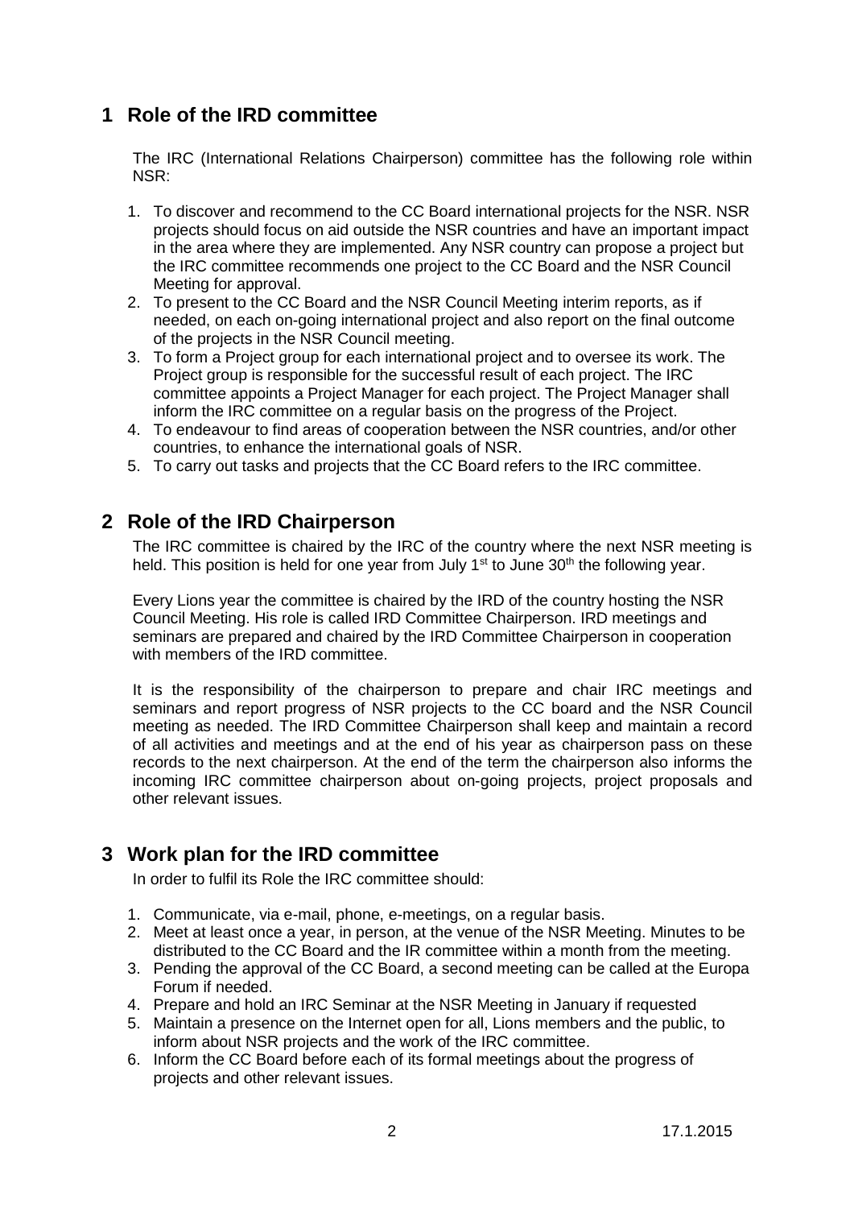# 1 Role of the IRD committee

The IRC (International Relations Chairperson) committee has the following role within NSR:

1. To discover and recommend to the CC Board international projects for the NSR. NSR projects should focus on aid outside the NSR countries and have an important impact in the area where they are implemented. Any NSR country can propose a project but the IRC committee recommends one project to the CC Board and the NSR Council Meeting for approval.
2. To present to the CC Board and the NSR Council Meeting interim reports, as if needed, on each on-going international project and also report on the final outcome of the projects in the NSR Council meeting.
3. To form a Project group for each international project and to oversee its work. The Project group is responsible for the successful result of each project. The IRC committee appoints a Project Manager for each project. The Project Manager shall inform the IRC committee on a regular basis on the progress of the Project.
4. To endeavour to find areas of cooperation between the NSR countries, and/or other countries, to enhance the international goals of NSR.
5. To carry out tasks and projects that the CC Board refers to the IRC committee.

# 2 Role of the IRD Chairperson

The IRC committee is chaired by the IRC of the country where the next NSR meeting is held. This position is held for one year from July 1st to June 30th the following year.

Every Lions year the committee is chaired by the IRD of the country hosting the NSR Council Meeting. His role is called IRD Committee Chairperson. IRD meetings and seminars are prepared and chaired by the IRD Committee Chairperson in cooperation with members of the IRD committee.

It is the responsibility of the chairperson to prepare and chair IRC meetings and seminars and report progress of NSR projects to the CC board and the NSR Council meeting as needed. The IRD Committee Chairperson shall keep and maintain a record of all activities and meetings and at the end of his year as chairperson pass on these records to the next chairperson. At the end of the term the chairperson also informs the incoming IRC committee chairperson about on-going projects, project proposals and other relevant issues.

# 3 Work plan for the IRD committee

In order to fulfil its Role the IRC committee should:

1. Communicate, via e-mail, phone, e-meetings, on a regular basis.
2. Meet at least once a year, in person, at the venue of the NSR Meeting. Minutes to be distributed to the CC Board and the IR committee within a month from the meeting.
3. Pending the approval of the CC Board, a second meeting can be called at the Europa Forum if needed.
4. Prepare and hold an IRC Seminar at the NSR Meeting in January if requested
5. Maintain a presence on the Internet open for all, Lions members and the public, to inform about NSR projects and the work of the IRC committee.
6. Inform the CC Board before each of its formal meetings about the progress of projects and other relevant issues.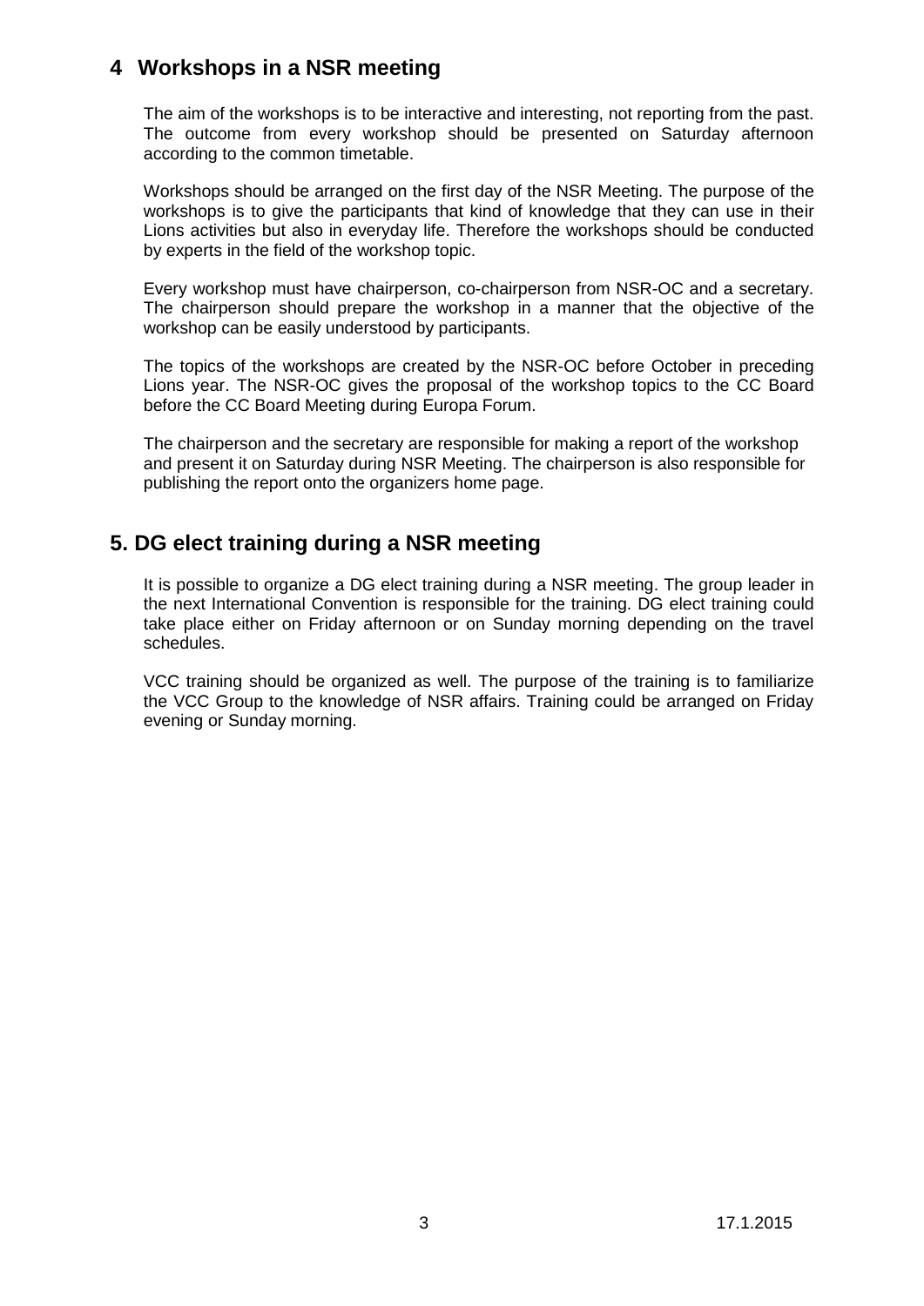## 4 Workshops in a NSR meeting

The aim of the workshops is to be interactive and interesting, not reporting from the past. The outcome from every workshop should be presented on Saturday afternoon according to the common timetable.

Workshops should be arranged on the first day of the NSR Meeting. The purpose of the workshops is to give the participants that kind of knowledge that they can use in their Lions activities but also in everyday life. Therefore the workshops should be conducted by experts in the field of the workshop topic.

Every workshop must have chairperson, co-chairperson from NSR-OC and a secretary. The chairperson should prepare the workshop in a manner that the objective of the workshop can be easily understood by participants.

The topics of the workshops are created by the NSR-OC before October in preceding Lions year. The NSR-OC gives the proposal of the workshop topics to the CC Board before the CC Board Meeting during Europa Forum.

The chairperson and the secretary are responsible for making a report of the workshop and present it on Saturday during NSR Meeting. The chairperson is also responsible for publishing the report onto the organizers home page.

## 5. DG elect training during a NSR meeting

It is possible to organize a DG elect training during a NSR meeting. The group leader in the next International Convention is responsible for the training. DG elect training could take place either on Friday afternoon or on Sunday morning depending on the travel schedules.

VCC training should be organized as well. The purpose of the training is to familiarize the VCC Group to the knowledge of NSR affairs. Training could be arranged on Friday evening or Sunday morning.